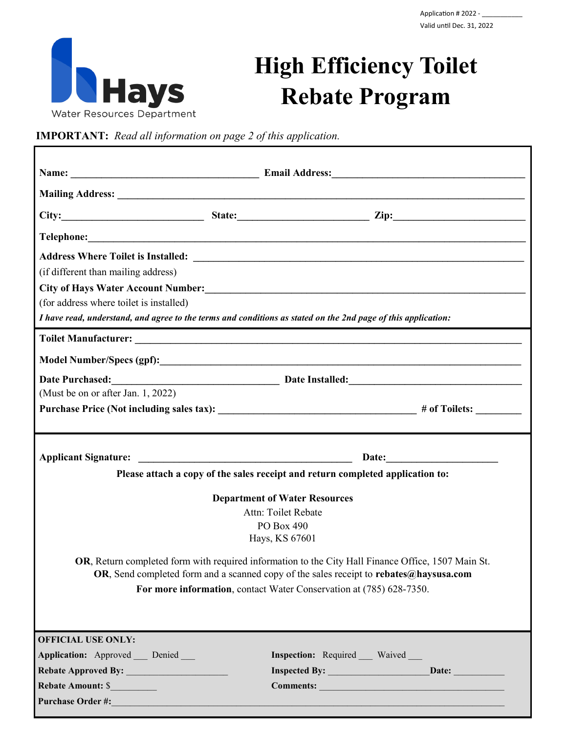Application # 2022 - ___________

Valid until Dec. 31, 2022

Hays
Water Resources Department

# High Efficiency Toilet Rebate Program

**IMPORTANT:** *Read all information on page 2 of this application.*

**Name:** ______________________________ **Email Address:** ______________________________

**Mailing Address:** ____________________________________________________________

**City:** ______________________ **State:** ______________________ **Zip:** ______________________

**Telephone:** ____________________________________________________________

**Address Where Toilet is Installed:** ____________________________________________________________

(if different than mailing address)

**City of Hays Water Account Number:** ____________________________________________________________

(for address where toilet is installed)

***I have read, understand, and agree to the terms and conditions as stated on the 2nd page of this application:***

**Toilet Manufacturer:** ____________________________________________________________

**Model Number/Specs (gpf):** ____________________________________________________________

**Date Purchased:** ______________________________ **Date Installed:** ______________________________

(Must be on or after Jan. 1, 2022)

**Purchase Price (Not including sales tax):** ______________________________ **# of Toilets:** ________

**Applicant Signature:** ______________________________ **Date:** ______________________

**Please attach a copy of the sales receipt and return completed application to:**

**Department of Water Resources**
Attn: Toilet Rebate
PO Box 490
Hays, KS 67601

**OR**, Return completed form with required information to the City Hall Finance Office, 1507 Main St.
**OR**, Send completed form and a scanned copy of the sales receipt to **rebates@haysusa.com**
**For more information**, contact Water Conservation at (785) 628-7350.

**OFFICIAL USE ONLY:**

**Application:** Approved ___ Denied ___

**Inspection:** Required ___ Waived ___

**Rebate Approved By:** ______________________

**Inspected By:** ______________________ **Date:** ___________

**Rebate Amount:** $__________

**Comments:** ________________________________________

**Purchase Order #:** ____________________________________________________________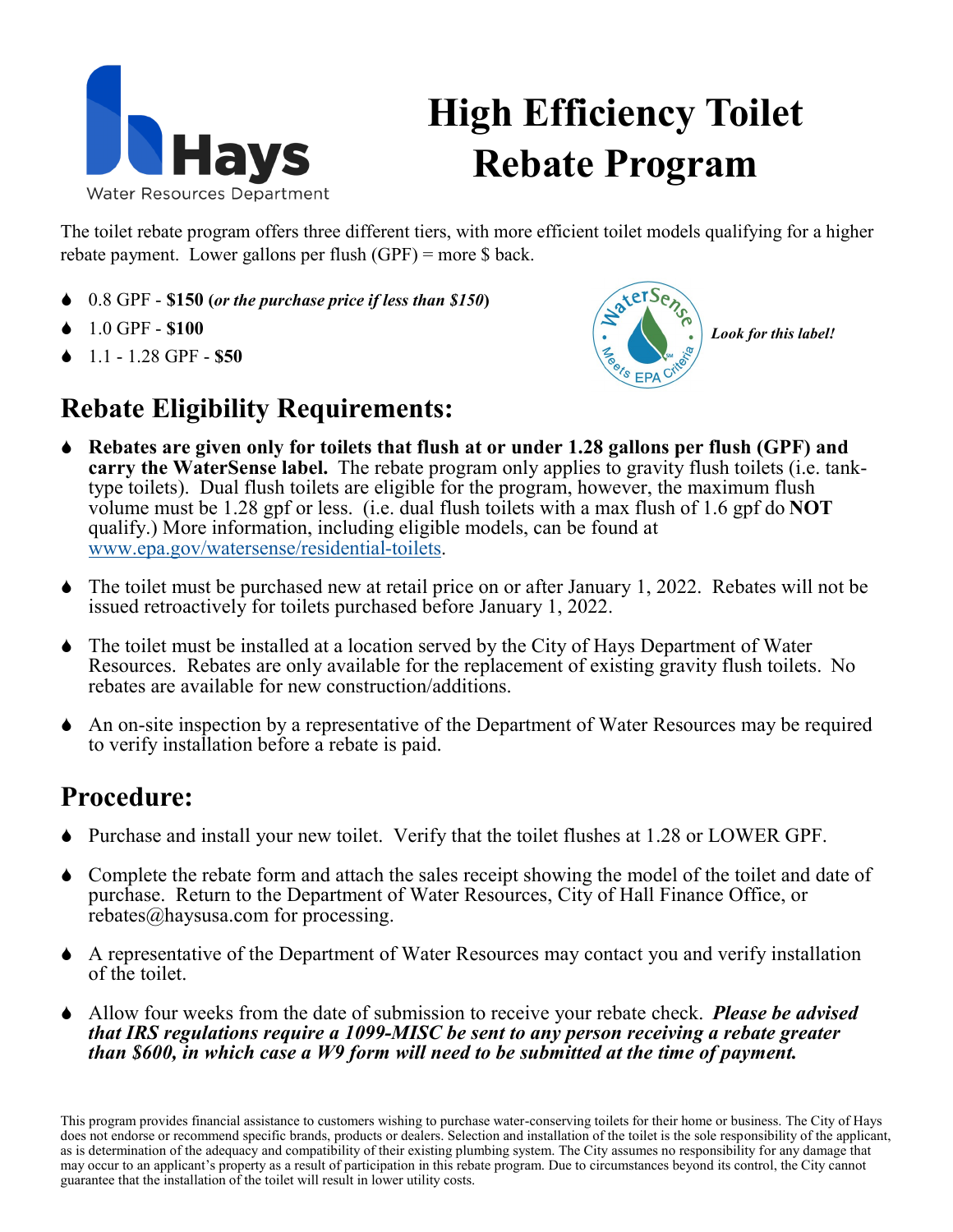Hays

Water Resources Department

# High Efficiency Toilet Rebate Program

The toilet rebate program offers three different tiers, with more efficient toilet models qualifying for a higher rebate payment. Lower gallons per flush (GPF) = more $ back.

- 0.8 GPF - **$150 (*or the purchase price if less than $150*)**
- 1.0 GPF - **$100**
- 1.1 - 1.28 GPF - **$50**

WaterSense Meets EPA Criteria *Look for this label!*

## Rebate Eligibility Requirements:

- **Rebates are given only for toilets that flush at or under 1.28 gallons per flush (GPF) and carry the WaterSense label.** The rebate program only applies to gravity flush toilets (i.e. tank-type toilets). Dual flush toilets are eligible for the program, however, the maximum flush volume must be 1.28 gpf or less. (i.e. dual flush toilets with a max flush of 1.6 gpf do **NOT** qualify.) More information, including eligible models, can be found at www.epa.gov/watersense/residential-toilets.
- The toilet must be purchased new at retail price on or after January 1, 2022. Rebates will not be issued retroactively for toilets purchased before January 1, 2022.
- The toilet must be installed at a location served by the City of Hays Department of Water Resources. Rebates are only available for the replacement of existing gravity flush toilets. No rebates are available for new construction/additions.
- An on-site inspection by a representative of the Department of Water Resources may be required to verify installation before a rebate is paid.

## Procedure:

- Purchase and install your new toilet. Verify that the toilet flushes at 1.28 or LOWER GPF.
- Complete the rebate form and attach the sales receipt showing the model of the toilet and date of purchase. Return to the Department of Water Resources, City of Hall Finance Office, or rebates@haysusa.com for processing.
- A representative of the Department of Water Resources may contact you and verify installation of the toilet.
- Allow four weeks from the date of submission to receive your rebate check. ***Please be advised that IRS regulations require a 1099-MISC be sent to any person receiving a rebate greater than $600, in which case a W9 form will need to be submitted at the time of payment.***

This program provides financial assistance to customers wishing to purchase water-conserving toilets for their home or business. The City of Hays does not endorse or recommend specific brands, products or dealers. Selection and installation of the toilet is the sole responsibility of the applicant, as is determination of the adequacy and compatibility of their existing plumbing system. The City assumes no responsibility for any damage that may occur to an applicant's property as a result of participation in this rebate program. Due to circumstances beyond its control, the City cannot guarantee that the installation of the toilet will result in lower utility costs.